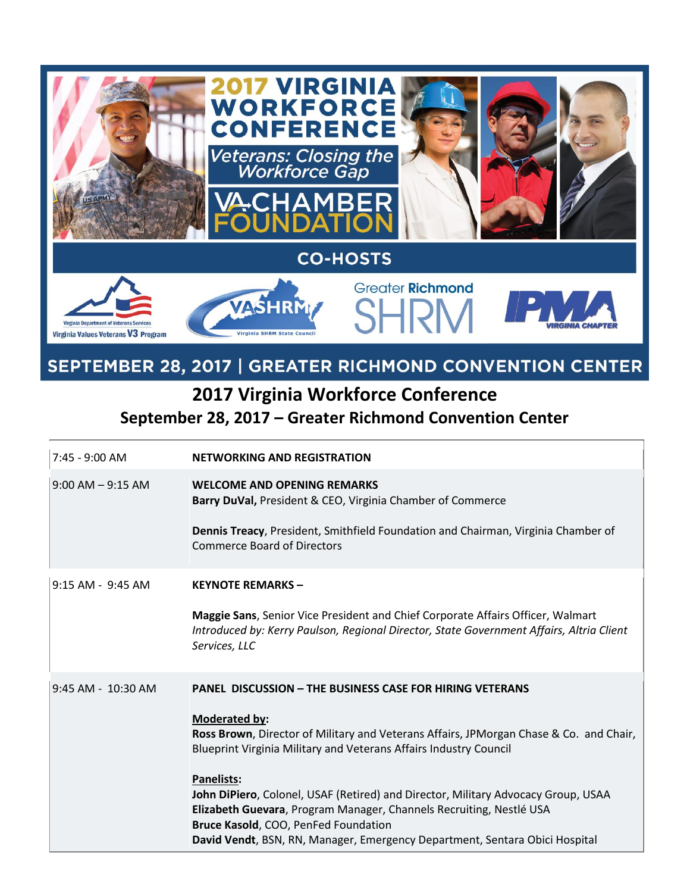2017 VIRGINIA WORKFORCE CONFERENCE

*Veterans: Closing the Workforce Gap*

VA CHAMBER FOUNDATION

CO-HOSTS

Virginia Department of Veterans Services — Virginia Values Veterans V3 Program | VASHRM Virginia SHRM State Council | Greater Richmond SHRM | IPMA Virginia Chapter

SEPTEMBER 28, 2017 | GREATER RICHMOND CONVENTION CENTER

# 2017 Virginia Workforce Conference

## September 28, 2017 – Greater Richmond Convention Center

| | |
|---|---|
| 7:45 - 9:00 AM | **NETWORKING AND REGISTRATION** |
| 9:00 AM – 9:15 AM | **WELCOME AND OPENING REMARKS**<br>**Barry DuVal,** President & CEO, Virginia Chamber of Commerce<br><br>**Dennis Treacy**, President, Smithfield Foundation and Chairman, Virginia Chamber of Commerce Board of Directors |
| 9:15 AM - 9:45 AM | **KEYNOTE REMARKS –**<br><br>**Maggie Sans**, Senior Vice President and Chief Corporate Affairs Officer, Walmart<br>*Introduced by: Kerry Paulson, Regional Director, State Government Affairs, Altria Client Services, LLC* |
| 9:45 AM - 10:30 AM | **PANEL DISCUSSION – THE BUSINESS CASE FOR HIRING VETERANS**<br><br>**Moderated by:**<br>**Ross Brown**, Director of Military and Veterans Affairs, JPMorgan Chase & Co. and Chair, Blueprint Virginia Military and Veterans Affairs Industry Council<br><br>**Panelists:**<br>**John DiPiero**, Colonel, USAF (Retired) and Director, Military Advocacy Group, USAA<br>**Elizabeth Guevara**, Program Manager, Channels Recruiting, Nestlé USA<br>**Bruce Kasold**, COO, PenFed Foundation<br>**David Vendt**, BSN, RN, Manager, Emergency Department, Sentara Obici Hospital |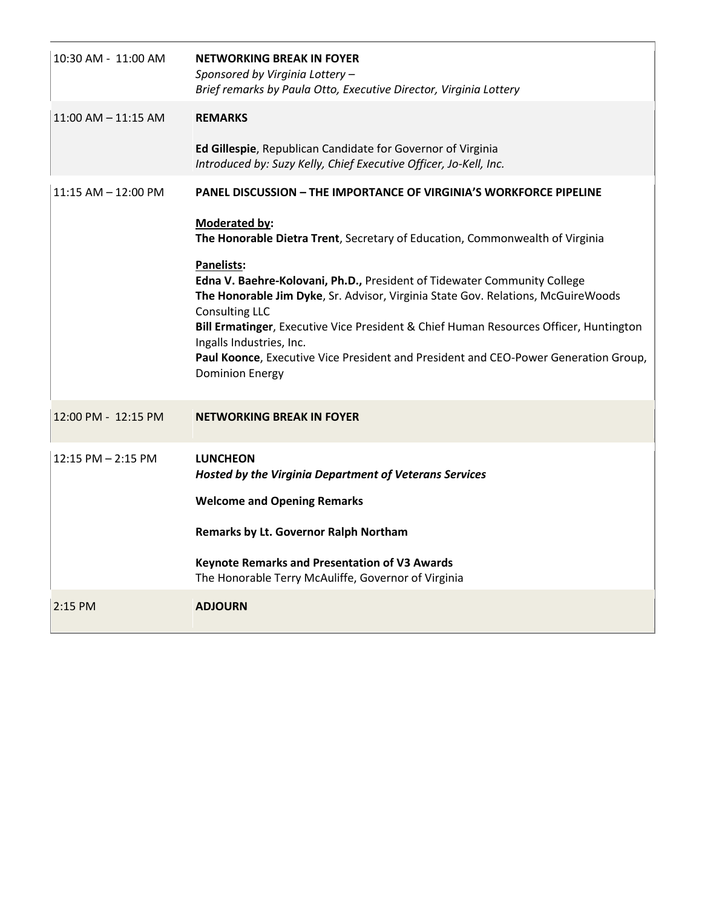| | |
|---|---|
| 10:30 AM - 11:00 AM | **NETWORKING BREAK IN FOYER**<br>*Sponsored by Virginia Lottery –*<br>*Brief remarks by Paula Otto, Executive Director, Virginia Lottery* |
| 11:00 AM – 11:15 AM | **REMARKS**<br><br>**Ed Gillespie**, Republican Candidate for Governor of Virginia<br>*Introduced by: Suzy Kelly, Chief Executive Officer, Jo-Kell, Inc.* |
| 11:15 AM – 12:00 PM | **PANEL DISCUSSION – THE IMPORTANCE OF VIRGINIA'S WORKFORCE PIPELINE**<br><br>**Moderated by:**<br>**The Honorable Dietra Trent**, Secretary of Education, Commonwealth of Virginia<br><br>**Panelists:**<br>**Edna V. Baehre-Kolovani, Ph.D.,** President of Tidewater Community College<br>**The Honorable Jim Dyke**, Sr. Advisor, Virginia State Gov. Relations, McGuireWoods Consulting LLC<br>**Bill Ermatinger**, Executive Vice President & Chief Human Resources Officer, Huntington Ingalls Industries, Inc.<br>**Paul Koonce**, Executive Vice President and President and CEO-Power Generation Group, Dominion Energy |
| 12:00 PM - 12:15 PM | **NETWORKING BREAK IN FOYER** |
| 12:15 PM – 2:15 PM | **LUNCHEON**<br>***Hosted by the Virginia Department of Veterans Services***<br><br>**Welcome and Opening Remarks**<br><br>**Remarks by Lt. Governor Ralph Northam**<br><br>**Keynote Remarks and Presentation of V3 Awards**<br>The Honorable Terry McAuliffe, Governor of Virginia |
| 2:15 PM | **ADJOURN** |